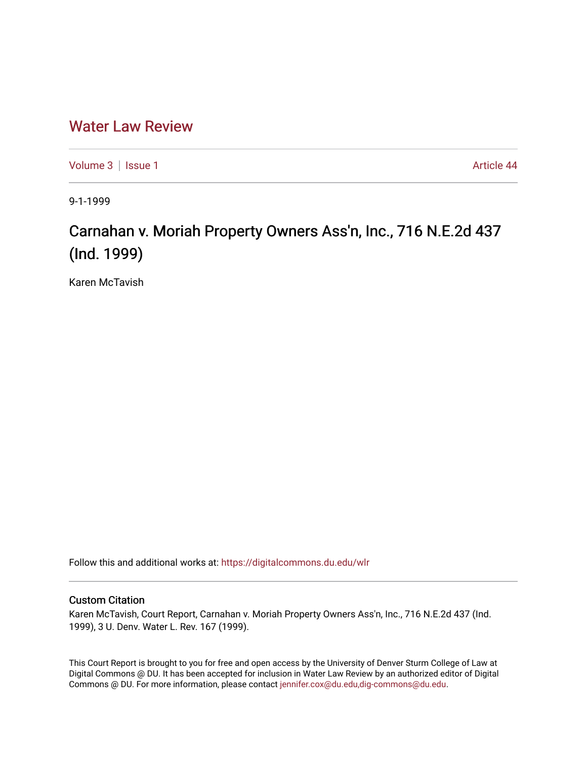# Water Law Review

Volume 3 | Issue 1 | Article 44

9-1-1999

## Carnahan v. Moriah Property Owners Ass'n, Inc., 716 N.E.2d 437 (Ind. 1999)

Karen McTavish

Follow this and additional works at: https://digitalcommons.du.edu/wlr

### Custom Citation

Karen McTavish, Court Report, Carnahan v. Moriah Property Owners Ass'n, Inc., 716 N.E.2d 437 (Ind. 1999), 3 U. Denv. Water L. Rev. 167 (1999).

This Court Report is brought to you for free and open access by the University of Denver Sturm College of Law at Digital Commons @ DU. It has been accepted for inclusion in Water Law Review by an authorized editor of Digital Commons @ DU. For more information, please contact jennifer.cox@du.edu,dig-commons@du.edu.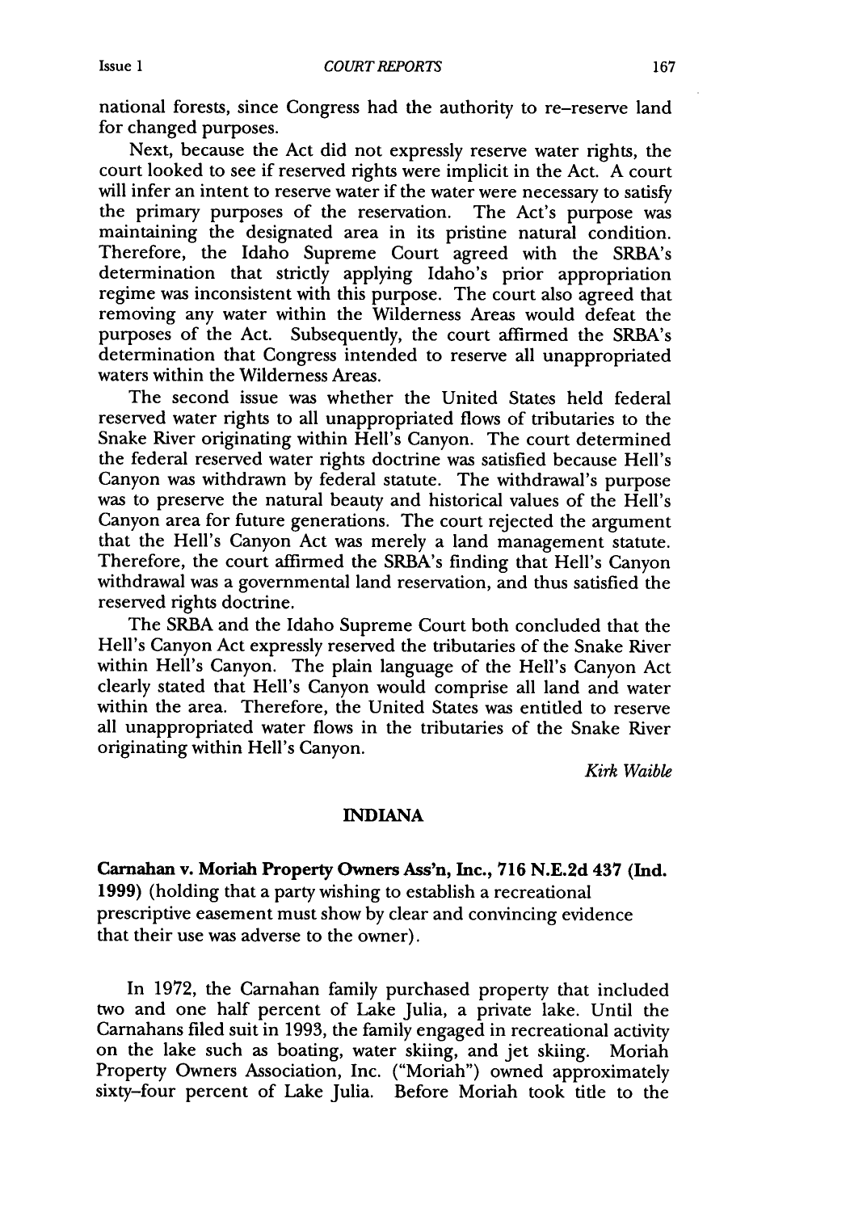national forests, since Congress had the authority to re-reserve land for changed purposes.

Next, because the Act did not expressly reserve water rights, the court looked to see if reserved rights were implicit in the Act. A court will infer an intent to reserve water if the water were necessary to satisfy the primary purposes of the reservation. The Act's purpose was maintaining the designated area in its pristine natural condition. Therefore, the Idaho Supreme Court agreed with the SRBA's determination that strictly applying Idaho's prior appropriation regime was inconsistent with this purpose. The court also agreed that removing any water within the Wilderness Areas would defeat the purposes of the Act. Subsequently, the court affirmed the SRBA's determination that Congress intended to reserve all unappropriated waters within the Wilderness Areas.

The second issue was whether the United States held federal reserved water rights to all unappropriated flows of tributaries to the Snake River originating within Hell's Canyon. The court determined the federal reserved water rights doctrine was satisfied because Hell's Canyon was withdrawn by federal statute. The withdrawal's purpose was to preserve the natural beauty and historical values of the Hell's Canyon area for future generations. The court rejected the argument that the Hell's Canyon Act was merely a land management statute. Therefore, the court affirmed the SRBA's finding that Hell's Canyon withdrawal was a governmental land reservation, and thus satisfied the reserved rights doctrine.

The SRBA and the Idaho Supreme Court both concluded that the Hell's Canyon Act expressly reserved the tributaries of the Snake River within Hell's Canyon. The plain language of the Hell's Canyon Act clearly stated that Hell's Canyon would comprise all land and water within the area. Therefore, the United States was entitled to reserve all unappropriated water flows in the tributaries of the Snake River originating within Hell's Canyon.

*Kirk Waible*

## INDIANA

**Carnahan v. Moriah Property Owners Ass'n, Inc., 716 N.E.2d 437 (Ind. 1999)** (holding that a party wishing to establish a recreational prescriptive easement must show by clear and convincing evidence that their use was adverse to the owner).

In 1972, the Carnahan family purchased property that included two and one half percent of Lake Julia, a private lake. Until the Carnahans filed suit in 1993, the family engaged in recreational activity on the lake such as boating, water skiing, and jet skiing. Moriah Property Owners Association, Inc. ("Moriah") owned approximately sixty-four percent of Lake Julia. Before Moriah took title to the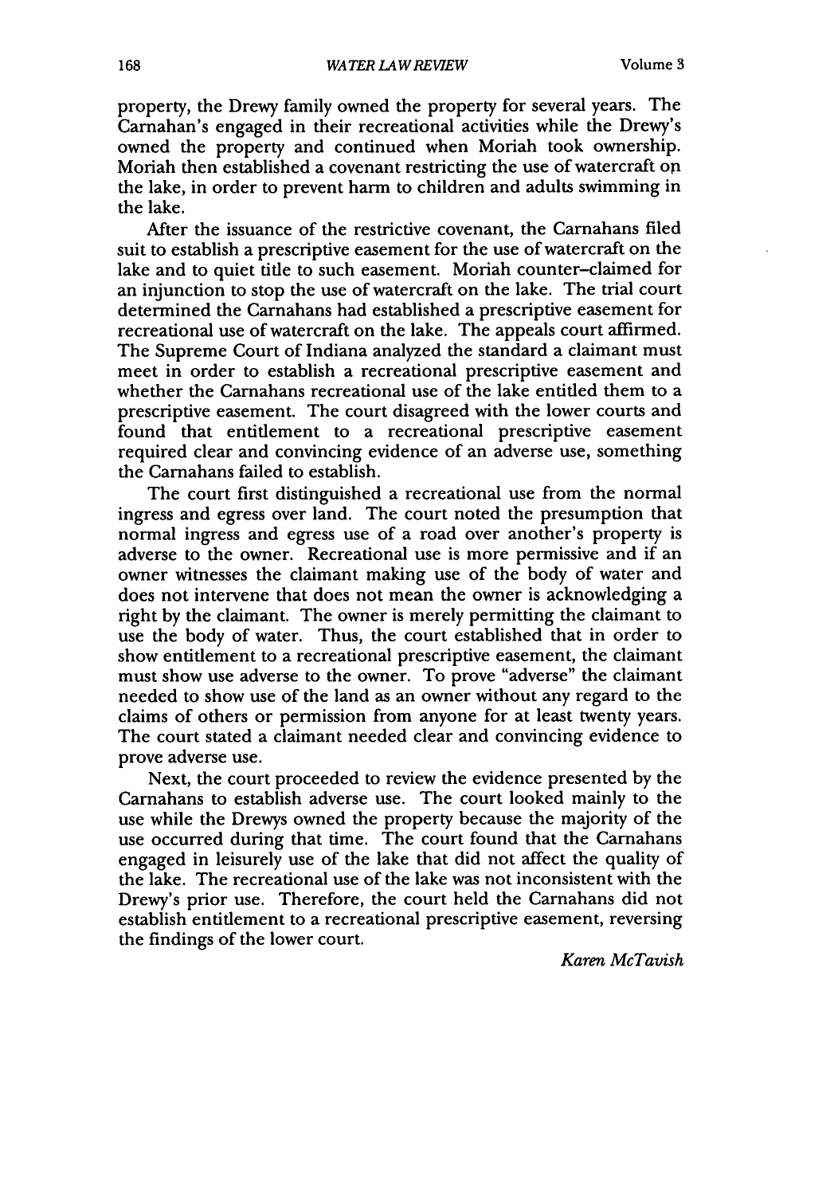property, the Drewy family owned the property for several years. The Carnahan's engaged in their recreational activities while the Drewy's owned the property and continued when Moriah took ownership. Moriah then established a covenant restricting the use of watercraft on the lake, in order to prevent harm to children and adults swimming in the lake.

After the issuance of the restrictive covenant, the Carnahans filed suit to establish a prescriptive easement for the use of watercraft on the lake and to quiet title to such easement. Moriah counter-claimed for an injunction to stop the use of watercraft on the lake. The trial court determined the Carnahans had established a prescriptive easement for recreational use of watercraft on the lake. The appeals court affirmed. The Supreme Court of Indiana analyzed the standard a claimant must meet in order to establish a recreational prescriptive easement and whether the Carnahans recreational use of the lake entitled them to a prescriptive easement. The court disagreed with the lower courts and found that entitlement to a recreational prescriptive easement required clear and convincing evidence of an adverse use, something the Carnahans failed to establish.

The court first distinguished a recreational use from the normal ingress and egress over land. The court noted the presumption that normal ingress and egress use of a road over another's property is adverse to the owner. Recreational use is more permissive and if an owner witnesses the claimant making use of the body of water and does not intervene that does not mean the owner is acknowledging a right by the claimant. The owner is merely permitting the claimant to use the body of water. Thus, the court established that in order to show entitlement to a recreational prescriptive easement, the claimant must show use adverse to the owner. To prove "adverse" the claimant needed to show use of the land as an owner without any regard to the claims of others or permission from anyone for at least twenty years. The court stated a claimant needed clear and convincing evidence to prove adverse use.

Next, the court proceeded to review the evidence presented by the Carnahans to establish adverse use. The court looked mainly to the use while the Drewys owned the property because the majority of the use occurred during that time. The court found that the Carnahans engaged in leisurely use of the lake that did not affect the quality of the lake. The recreational use of the lake was not inconsistent with the Drewy's prior use. Therefore, the court held the Carnahans did not establish entitlement to a recreational prescriptive easement, reversing the findings of the lower court.

*Karen McTavish*